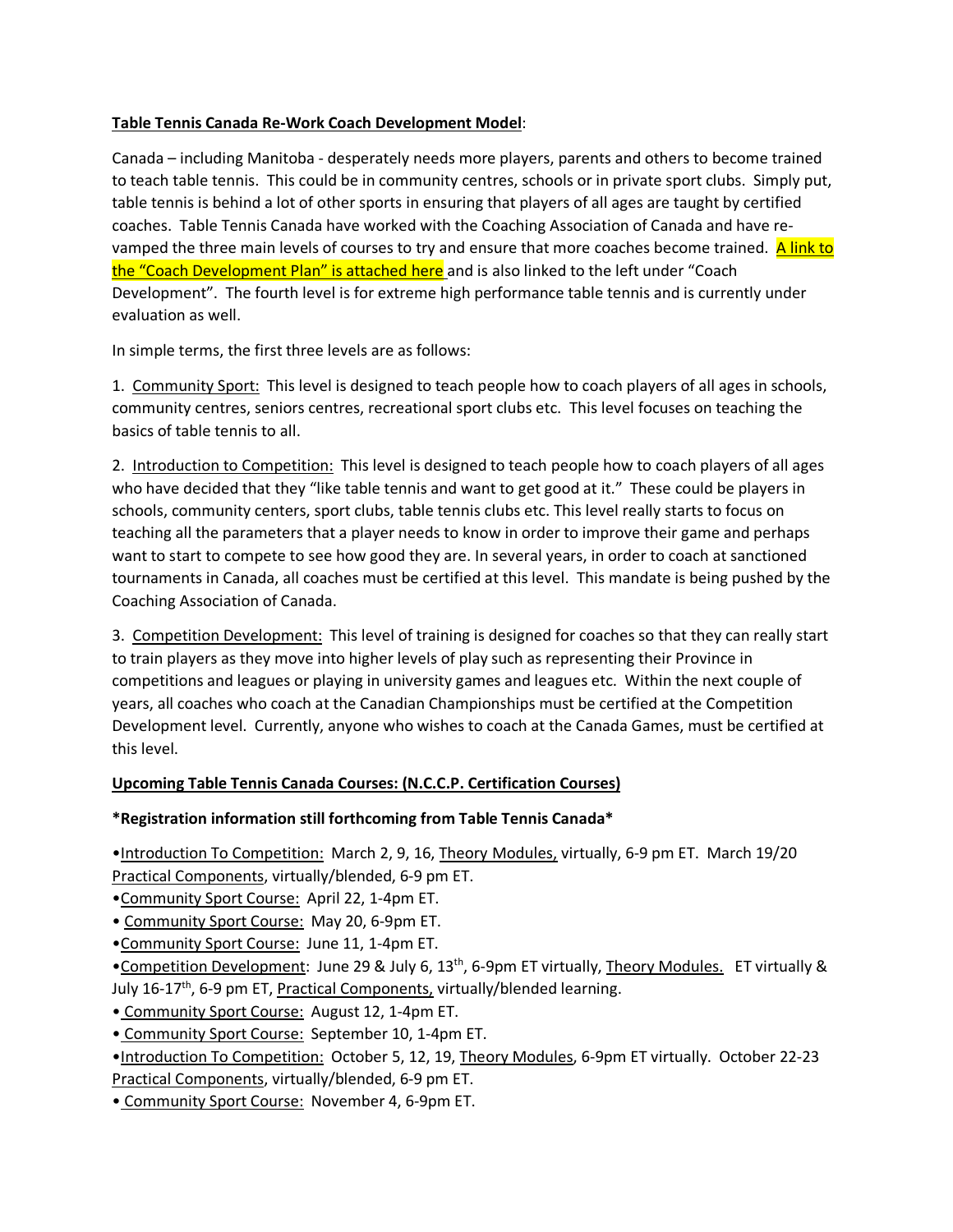**Table Tennis Canada Re-Work Coach Development Model**:

Canada – including Manitoba - desperately needs more players, parents and others to become trained to teach table tennis. This could be in community centres, schools or in private sport clubs. Simply put, table tennis is behind a lot of other sports in ensuring that players of all ages are taught by certified coaches. Table Tennis Canada have worked with the Coaching Association of Canada and have re-vamped the three main levels of courses to try and ensure that more coaches become trained. A link to the "Coach Development Plan" is attached here and is also linked to the left under "Coach Development". The fourth level is for extreme high performance table tennis and is currently under evaluation as well.

In simple terms, the first three levels are as follows:

1. Community Sport: This level is designed to teach people how to coach players of all ages in schools, community centres, seniors centres, recreational sport clubs etc. This level focuses on teaching the basics of table tennis to all.

2. Introduction to Competition: This level is designed to teach people how to coach players of all ages who have decided that they "like table tennis and want to get good at it." These could be players in schools, community centers, sport clubs, table tennis clubs etc. This level really starts to focus on teaching all the parameters that a player needs to know in order to improve their game and perhaps want to start to compete to see how good they are. In several years, in order to coach at sanctioned tournaments in Canada, all coaches must be certified at this level. This mandate is being pushed by the Coaching Association of Canada.

3. Competition Development: This level of training is designed for coaches so that they can really start to train players as they move into higher levels of play such as representing their Province in competitions and leagues or playing in university games and leagues etc. Within the next couple of years, all coaches who coach at the Canadian Championships must be certified at the Competition Development level. Currently, anyone who wishes to coach at the Canada Games, must be certified at this level.

**Upcoming Table Tennis Canada Courses: (N.C.C.P. Certification Courses)**

***Registration information still forthcoming from Table Tennis Canada***

- Introduction To Competition: March 2, 9, 16, Theory Modules, virtually, 6-9 pm ET. March 19/20 Practical Components, virtually/blended, 6-9 pm ET.
- Community Sport Course: April 22, 1-4pm ET.
- Community Sport Course: May 20, 6-9pm ET.
- Community Sport Course: June 11, 1-4pm ET.
- Competition Development: June 29 & July 6, 13th, 6-9pm ET virtually, Theory Modules. ET virtually & July 16-17th, 6-9 pm ET, Practical Components, virtually/blended learning.
- Community Sport Course: August 12, 1-4pm ET.
- Community Sport Course: September 10, 1-4pm ET.
- Introduction To Competition: October 5, 12, 19, Theory Modules, 6-9pm ET virtually. October 22-23 Practical Components, virtually/blended, 6-9 pm ET.
- Community Sport Course: November 4, 6-9pm ET.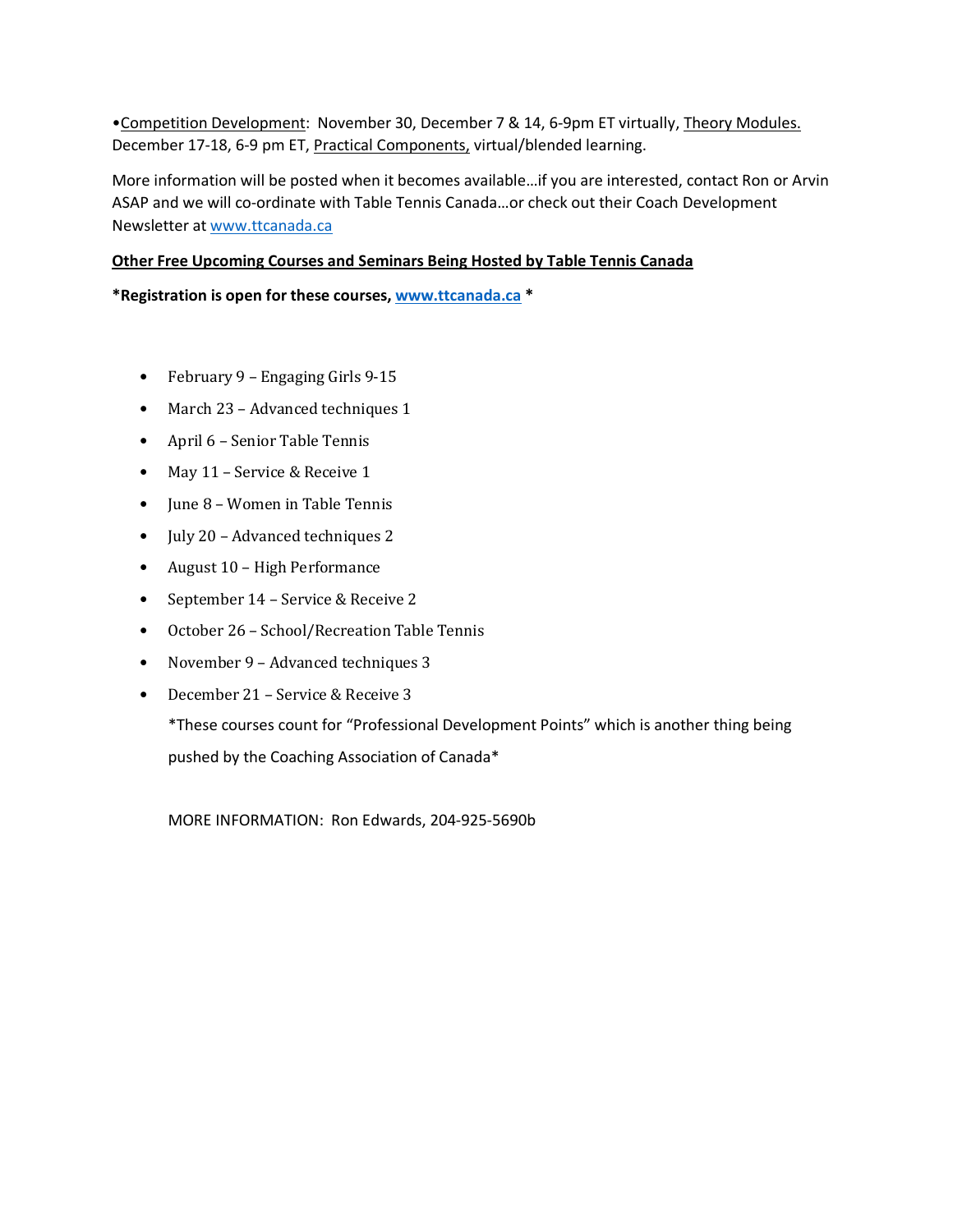•<u>Competition Development</u>: November 30, December 7 & 14, 6-9pm ET virtually, <u>Theory Modules.</u> December 17-18, 6-9 pm ET, <u>Practical Components,</u> virtual/blended learning.

More information will be posted when it becomes available…if you are interested, contact Ron or Arvin ASAP and we will co-ordinate with Table Tennis Canada…or check out their Coach Development Newsletter at www.ttcanada.ca

**<u>Other Free Upcoming Courses and Seminars Being Hosted by Table Tennis Canada</u>**

***Registration is open for these courses, www.ttcanada.ca ***

- February 9 – Engaging Girls 9-15
- March 23 – Advanced techniques 1
- April 6 – Senior Table Tennis
- May 11 – Service & Receive 1
- June 8 – Women in Table Tennis
- July 20 – Advanced techniques 2
- August 10 – High Performance
- September 14 – Service & Receive 2
- October 26 – School/Recreation Table Tennis
- November 9 – Advanced techniques 3
- December 21 – Service & Receive 3

*These courses count for "Professional Development Points" which is another thing being pushed by the Coaching Association of Canada*

MORE INFORMATION: Ron Edwards, 204-925-5690b